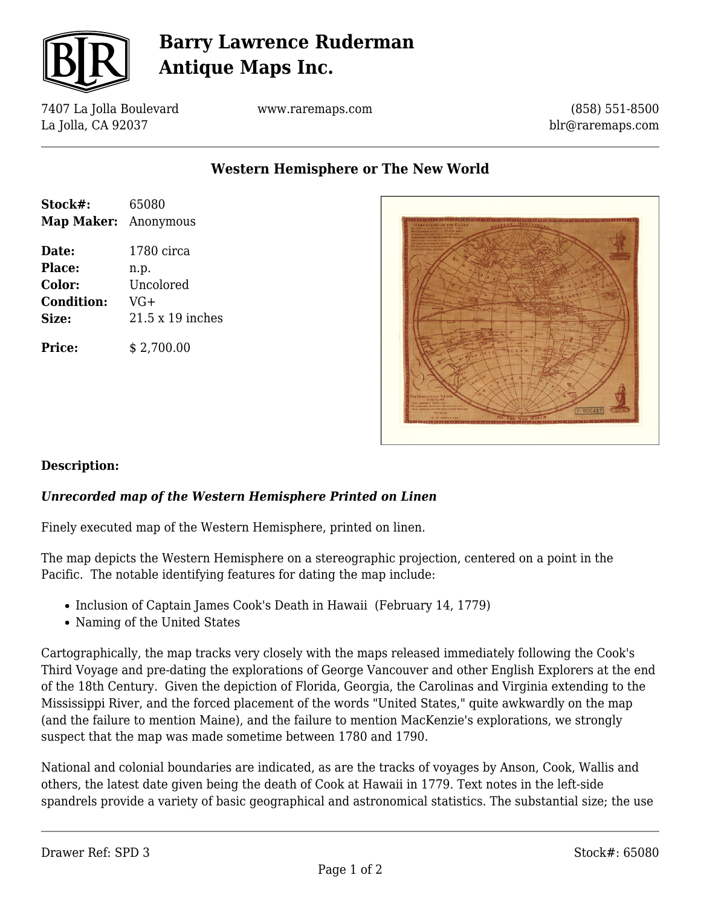# Barry Lawrence Ruderman Antique Maps Inc.

7407 La Jolla Boulevard
La Jolla, CA 92037

www.raremaps.com

(858) 551-8500
blr@raremaps.com

## Western Hemisphere or The New World

**Stock#:** 65080
**Map Maker:** Anonymous

**Date:** 1780 circa
**Place:** n.p.
**Color:** Uncolored
**Condition:** VG+
**Size:** 21.5 x 19 inches

**Price:** $ 2,700.00

### Description:

***Unrecorded map of the Western Hemisphere Printed on Linen***

Finely executed map of the Western Hemisphere, printed on linen.

The map depicts the Western Hemisphere on a stereographic projection, centered on a point in the Pacific. The notable identifying features for dating the map include:

- Inclusion of Captain James Cook's Death in Hawaii (February 14, 1779)
- Naming of the United States

Cartographically, the map tracks very closely with the maps released immediately following the Cook's Third Voyage and pre-dating the explorations of George Vancouver and other English Explorers at the end of the 18th Century. Given the depiction of Florida, Georgia, the Carolinas and Virginia extending to the Mississippi River, and the forced placement of the words "United States," quite awkwardly on the map (and the failure to mention Maine), and the failure to mention MacKenzie's explorations, we strongly suspect that the map was made sometime between 1780 and 1790.

National and colonial boundaries are indicated, as are the tracks of voyages by Anson, Cook, Wallis and others, the latest date given being the death of Cook at Hawaii in 1779. Text notes in the left-side spandrels provide a variety of basic geographical and astronomical statistics. The substantial size; the use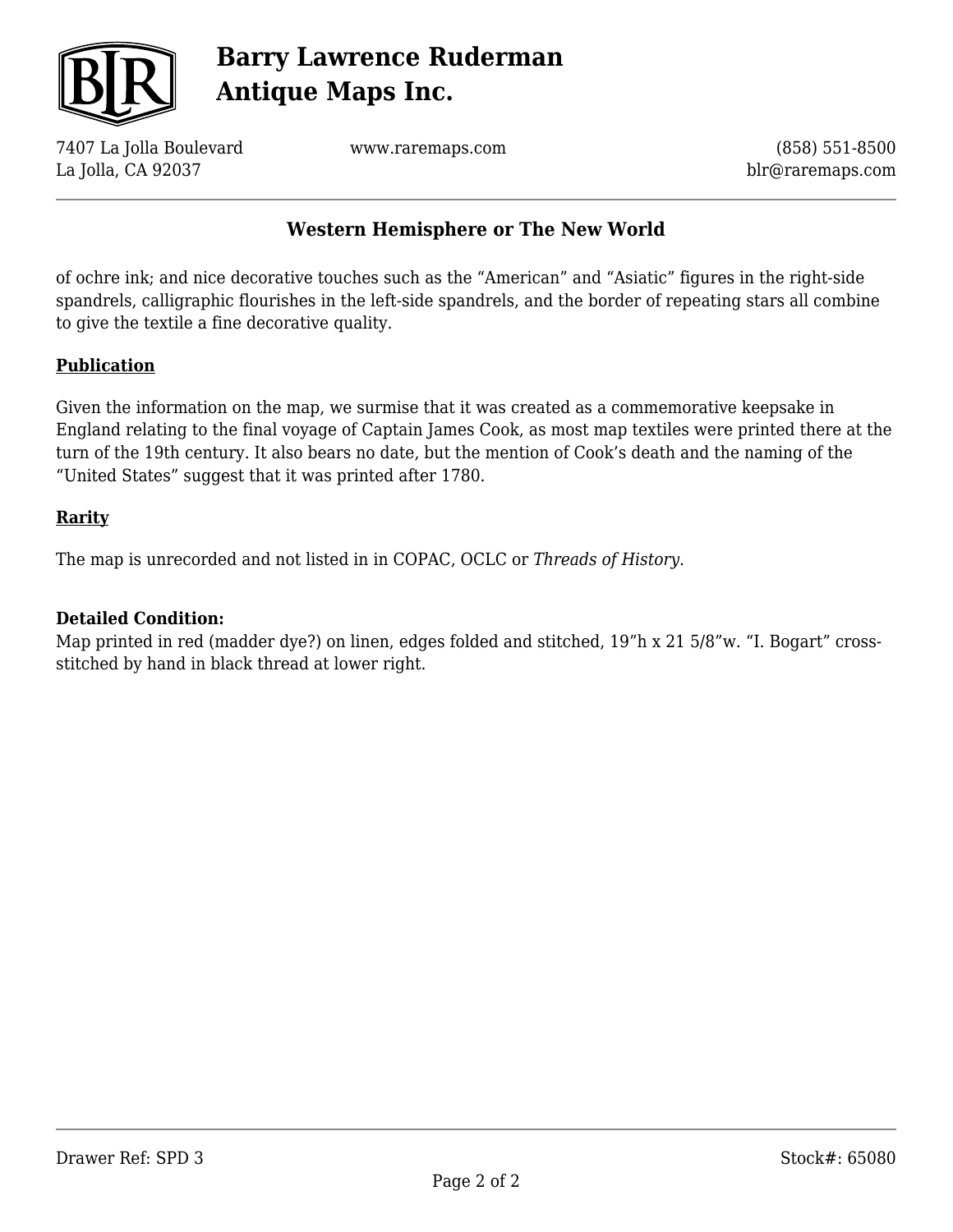of ochre ink; and nice decorative touches such as the "American" and "Asiatic" figures in the right-side spandrels, calligraphic flourishes in the left-side spandrels, and the border of repeating stars all combine to give the textile a fine decorative quality.

## Publication

Given the information on the map, we surmise that it was created as a commemorative keepsake in England relating to the final voyage of Captain James Cook, as most map textiles were printed there at the turn of the 19th century. It also bears no date, but the mention of Cook's death and the naming of the "United States" suggest that it was printed after 1780.

## Rarity

The map is unrecorded and not listed in in COPAC, OCLC or *Threads of History*.

**Detailed Condition:**

Map printed in red (madder dye?) on linen, edges folded and stitched, 19"h x 21 5/8"w. "I. Bogart" cross-stitched by hand in black thread at lower right.